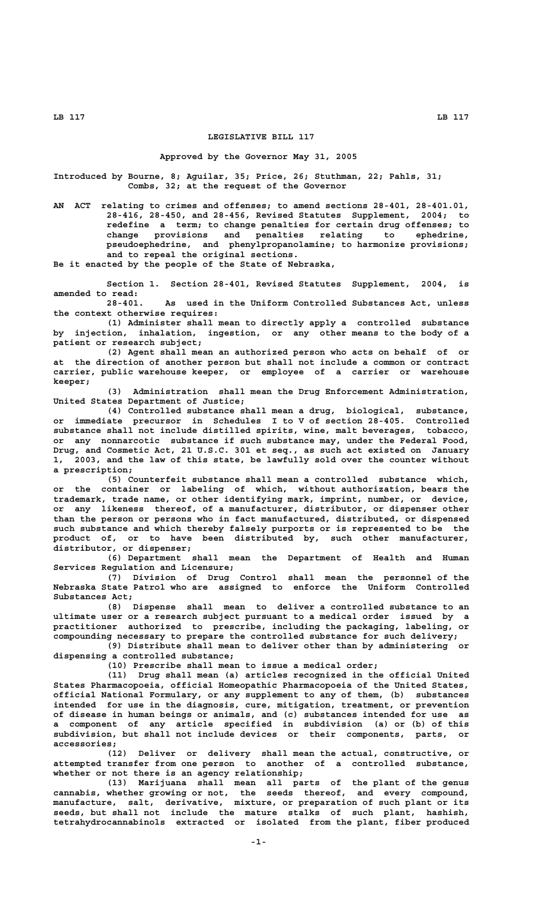# LEGISLATIVE BILL 117

**Approved by the Governor May 31, 2005**

**Introduced by Bourne, 8; Aguilar, 35; Price, 26; Stuthman, 22; Pahls, 31; Combs, 32; at the request of the Governor**

AN ACT relating to crimes and offenses; to amend sections 28-401, 28-401.01, 28-416, 28-450, and 28-456, Revised Statutes Supplement, 2004; to redefine a term; to change penalties for certain drug offenses; to change provisions and penalties relating to ephedrine, pseudoephedrine, and phenylpropanolamine; to harmonize provisions; and to repeal the original sections.

Be it enacted by the people of the State of Nebraska,

Section 1. Section 28-401, Revised Statutes Supplement, 2004, is amended to read:

28-401. As used in the Uniform Controlled Substances Act, unless the context otherwise requires:

(1) Administer shall mean to directly apply a controlled substance by injection, inhalation, ingestion, or any other means to the body of a patient or research subject;

(2) Agent shall mean an authorized person who acts on behalf of or at the direction of another person but shall not include a common or contract carrier, public warehouse keeper, or employee of a carrier or warehouse keeper;

(3) Administration shall mean the Drug Enforcement Administration, United States Department of Justice;

(4) Controlled substance shall mean a drug, biological, substance, or immediate precursor in Schedules I to V of section 28-405. Controlled substance shall not include distilled spirits, wine, malt beverages, tobacco, or any nonnarcotic substance if such substance may, under the Federal Food, Drug, and Cosmetic Act, 21 U.S.C. 301 et seq., as such act existed on January 1, 2003, and the law of this state, be lawfully sold over the counter without a prescription;

(5) Counterfeit substance shall mean a controlled substance which, or the container or labeling of which, without authorization, bears the trademark, trade name, or other identifying mark, imprint, number, or device, or any likeness thereof, of a manufacturer, distributor, or dispenser other than the person or persons who in fact manufactured, distributed, or dispensed such substance and which thereby falsely purports or is represented to be the product of, or to have been distributed by, such other manufacturer, distributor, or dispenser;

(6) Department shall mean the Department of Health and Human Services Regulation and Licensure;

(7) Division of Drug Control shall mean the personnel of the Nebraska State Patrol who are assigned to enforce the Uniform Controlled Substances Act;

(8) Dispense shall mean to deliver a controlled substance to an ultimate user or a research subject pursuant to a medical order issued by a practitioner authorized to prescribe, including the packaging, labeling, or compounding necessary to prepare the controlled substance for such delivery;

(9) Distribute shall mean to deliver other than by administering or dispensing a controlled substance;

(10) Prescribe shall mean to issue a medical order;

(11) Drug shall mean (a) articles recognized in the official United States Pharmacopoeia, official Homeopathic Pharmacopoeia of the United States, official National Formulary, or any supplement to any of them, (b) substances intended for use in the diagnosis, cure, mitigation, treatment, or prevention of disease in human beings or animals, and (c) substances intended for use as a component of any article specified in subdivision (a) or (b) of this subdivision, but shall not include devices or their components, parts, or accessories;

(12) Deliver or delivery shall mean the actual, constructive, or attempted transfer from one person to another of a controlled substance, whether or not there is an agency relationship;

(13) Marijuana shall mean all parts of the plant of the genus cannabis, whether growing or not, the seeds thereof, and every compound, manufacture, salt, derivative, mixture, or preparation of such plant or its seeds, but shall not include the mature stalks of such plant, hashish, tetrahydrocannabinols extracted or isolated from the plant, fiber produced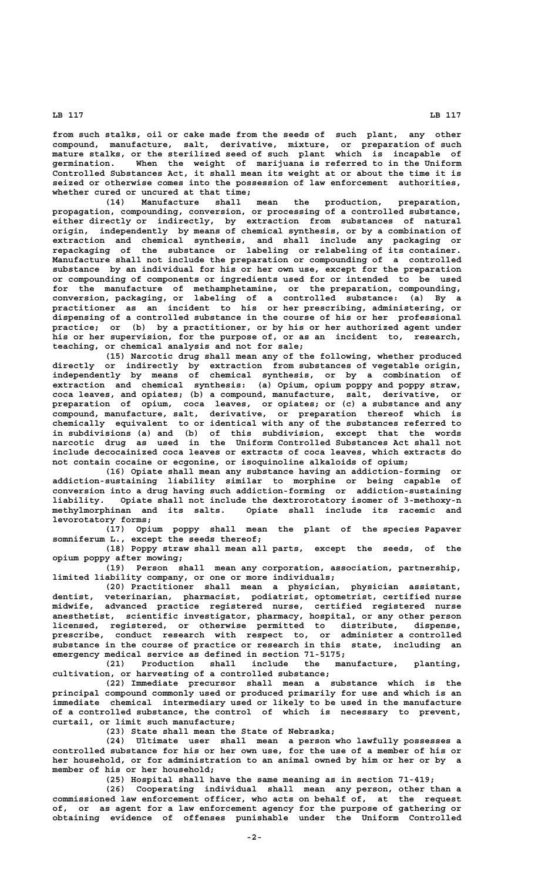from such stalks, oil or cake made from the seeds of such plant, any other compound, manufacture, salt, derivative, mixture, or preparation of such mature stalks, or the sterilized seed of such plant which is incapable of germination. When the weight of marijuana is referred to in the Uniform Controlled Substances Act, it shall mean its weight at or about the time it is seized or otherwise comes into the possession of law enforcement authorities, whether cured or uncured at that time;

(14) Manufacture shall mean the production, preparation, propagation, compounding, conversion, or processing of a controlled substance, either directly or indirectly, by extraction from substances of natural origin, independently by means of chemical synthesis, or by a combination of extraction and chemical synthesis, and shall include any packaging or repackaging of the substance or labeling or relabeling of its container. Manufacture shall not include the preparation or compounding of a controlled substance by an individual for his or her own use, except for the preparation or compounding of components or ingredients used for or intended to be used for the manufacture of methamphetamine, or the preparation, compounding, conversion, packaging, or labeling of a controlled substance: (a) By a practitioner as an incident to his or her prescribing, administering, or dispensing of a controlled substance in the course of his or her professional practice; or (b) by a practitioner, or by his or her authorized agent under his or her supervision, for the purpose of, or as an incident to, research, teaching, or chemical analysis and not for sale;

(15) Narcotic drug shall mean any of the following, whether produced directly or indirectly by extraction from substances of vegetable origin, independently by means of chemical synthesis, or by a combination of extraction and chemical synthesis: (a) Opium, opium poppy and poppy straw, coca leaves, and opiates; (b) a compound, manufacture, salt, derivative, or preparation of opium, coca leaves, or opiates; or (c) a substance and any compound, manufacture, salt, derivative, or preparation thereof which is chemically equivalent to or identical with any of the substances referred to in subdivisions (a) and (b) of this subdivision, except that the words narcotic drug as used in the Uniform Controlled Substances Act shall not include decocainized coca leaves or extracts of coca leaves, which extracts do not contain cocaine or ecgonine, or isoquinoline alkaloids of opium;

(16) Opiate shall mean any substance having an addiction-forming or addiction-sustaining liability similar to morphine or being capable of conversion into a drug having such addiction-forming or addiction-sustaining liability. Opiate shall not include the dextrorotatory isomer of 3-methoxy-n methylmorphinan and its salts. Opiate shall include its racemic and levorotatory forms;

(17) Opium poppy shall mean the plant of the species Papaver somniferum L., except the seeds thereof;

(18) Poppy straw shall mean all parts, except the seeds, of the opium poppy after mowing;

(19) Person shall mean any corporation, association, partnership, limited liability company, or one or more individuals;

(20) Practitioner shall mean a physician, physician assistant, dentist, veterinarian, pharmacist, podiatrist, optometrist, certified nurse midwife, advanced practice registered nurse, certified registered nurse anesthetist, scientific investigator, pharmacy, hospital, or any other person licensed, registered, or otherwise permitted to distribute, dispense, prescribe, conduct research with respect to, or administer a controlled substance in the course of practice or research in this state, including an emergency medical service as defined in section 71-5175;

(21) Production shall include the manufacture, planting, cultivation, or harvesting of a controlled substance;

(22) Immediate precursor shall mean a substance which is the principal compound commonly used or produced primarily for use and which is an immediate chemical intermediary used or likely to be used in the manufacture of a controlled substance, the control of which is necessary to prevent, curtail, or limit such manufacture;

(23) State shall mean the State of Nebraska;

(24) Ultimate user shall mean a person who lawfully possesses a controlled substance for his or her own use, for the use of a member of his or her household, or for administration to an animal owned by him or her or by a member of his or her household;

(25) Hospital shall have the same meaning as in section 71-419;

(26) Cooperating individual shall mean any person, other than a commissioned law enforcement officer, who acts on behalf of, at the request of, or as agent for a law enforcement agency for the purpose of gathering or obtaining evidence of offenses punishable under the Uniform Controlled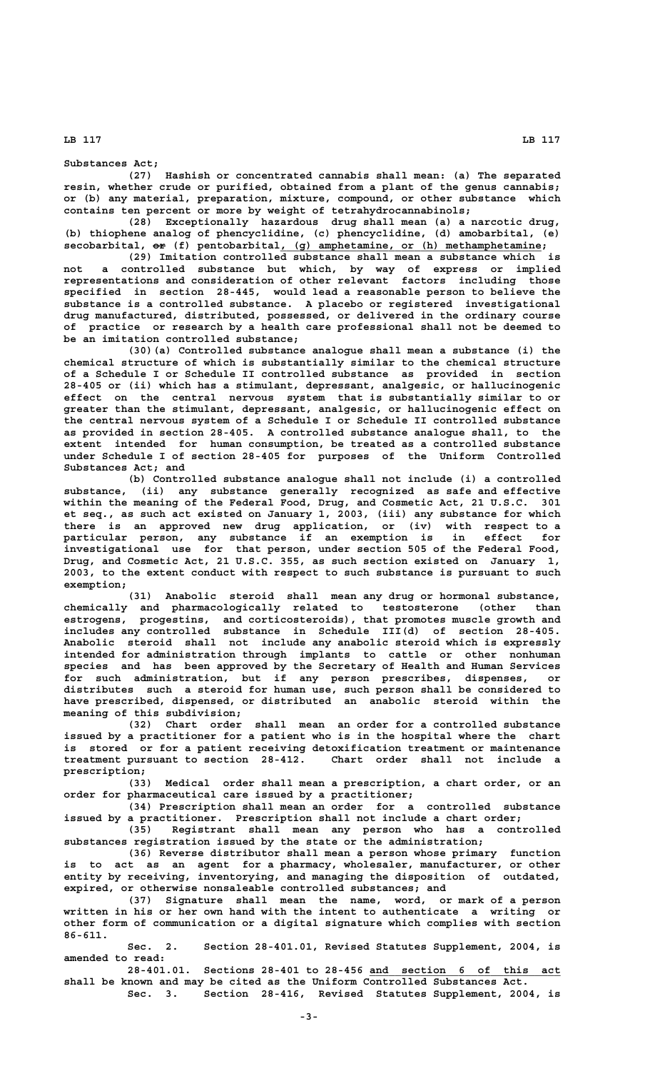Substances Act;

(27) Hashish or concentrated cannabis shall mean: (a) The separated resin, whether crude or purified, obtained from a plant of the genus cannabis; or (b) any material, preparation, mixture, compound, or other substance which contains ten percent or more by weight of tetrahydrocannabinols;

(28) Exceptionally hazardous drug shall mean (a) a narcotic drug, (b) thiophene analog of phencyclidine, (c) phencyclidine, (d) amobarbital, (e) secobarbital, ~~or~~ (f) pentobarbital, (g) amphetamine, or (h) methamphetamine;

(29) Imitation controlled substance shall mean a substance which is not a controlled substance but which, by way of express or implied representations and consideration of other relevant factors including those specified in section 28-445, would lead a reasonable person to believe the substance is a controlled substance. A placebo or registered investigational drug manufactured, distributed, possessed, or delivered in the ordinary course of practice or research by a health care professional shall not be deemed to be an imitation controlled substance;

(30)(a) Controlled substance analogue shall mean a substance (i) the chemical structure of which is substantially similar to the chemical structure of a Schedule I or Schedule II controlled substance as provided in section 28-405 or (ii) which has a stimulant, depressant, analgesic, or hallucinogenic effect on the central nervous system that is substantially similar to or greater than the stimulant, depressant, analgesic, or hallucinogenic effect on the central nervous system of a Schedule I or Schedule II controlled substance as provided in section 28-405. A controlled substance analogue shall, to the extent intended for human consumption, be treated as a controlled substance under Schedule I of section 28-405 for purposes of the Uniform Controlled Substances Act; and

(b) Controlled substance analogue shall not include (i) a controlled substance, (ii) any substance generally recognized as safe and effective within the meaning of the Federal Food, Drug, and Cosmetic Act, 21 U.S.C. 301 et seq., as such act existed on January 1, 2003, (iii) any substance for which there is an approved new drug application, or (iv) with respect to a particular person, any substance if an exemption is in effect for investigational use for that person, under section 505 of the Federal Food, Drug, and Cosmetic Act, 21 U.S.C. 355, as such section existed on January 1, 2003, to the extent conduct with respect to such substance is pursuant to such exemption;

(31) Anabolic steroid shall mean any drug or hormonal substance, chemically and pharmacologically related to testosterone (other than estrogens, progestins, and corticosteroids), that promotes muscle growth and includes any controlled substance in Schedule III(d) of section 28-405. Anabolic steroid shall not include any anabolic steroid which is expressly intended for administration through implants to cattle or other nonhuman species and has been approved by the Secretary of Health and Human Services for such administration, but if any person prescribes, dispenses, or distributes such a steroid for human use, such person shall be considered to have prescribed, dispensed, or distributed an anabolic steroid within the meaning of this subdivision;

(32) Chart order shall mean an order for a controlled substance issued by a practitioner for a patient who is in the hospital where the chart is stored or for a patient receiving detoxification treatment or maintenance treatment pursuant to section 28-412. Chart order shall not include a prescription;

(33) Medical order shall mean a prescription, a chart order, or an order for pharmaceutical care issued by a practitioner;

(34) Prescription shall mean an order for a controlled substance issued by a practitioner. Prescription shall not include a chart order;

(35) Registrant shall mean any person who has a controlled substances registration issued by the state or the administration;

(36) Reverse distributor shall mean a person whose primary function is to act as an agent for a pharmacy, wholesaler, manufacturer, or other entity by receiving, inventorying, and managing the disposition of outdated, expired, or otherwise nonsaleable controlled substances; and

(37) Signature shall mean the name, word, or mark of a person written in his or her own hand with the intent to authenticate a writing or other form of communication or a digital signature which complies with section 86-611.

Sec. 2. Section 28-401.01, Revised Statutes Supplement, 2004, is amended to read:

28-401.01. Sections 28-401 to 28-456 and section 6 of this act shall be known and may be cited as the Uniform Controlled Substances Act.

Sec. 3. Section 28-416, Revised Statutes Supplement, 2004, is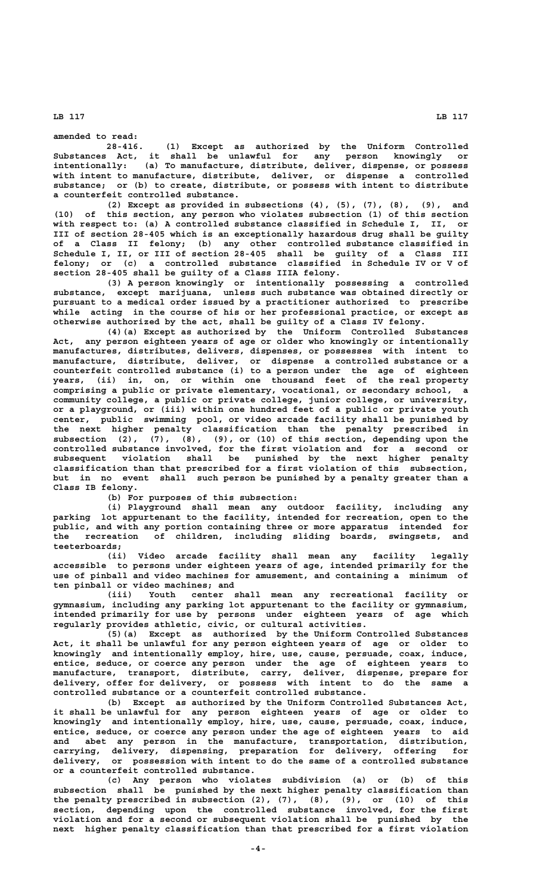amended to read:

28-416. (1) Except as authorized by the Uniform Controlled Substances Act, it shall be unlawful for any person knowingly or intentionally: (a) To manufacture, distribute, deliver, dispense, or possess with intent to manufacture, distribute, deliver, or dispense a controlled substance; or (b) to create, distribute, or possess with intent to distribute a counterfeit controlled substance.

(2) Except as provided in subsections (4), (5), (7), (8), (9), and (10) of this section, any person who violates subsection (1) of this section with respect to: (a) A controlled substance classified in Schedule I, II, or III of section 28-405 which is an exceptionally hazardous drug shall be guilty of a Class II felony; (b) any other controlled substance classified in Schedule I, II, or III of section 28-405 shall be guilty of a Class III felony; or (c) a controlled substance classified in Schedule IV or V of section 28-405 shall be guilty of a Class IIIA felony.

(3) A person knowingly or intentionally possessing a controlled substance, except marijuana, unless such substance was obtained directly or pursuant to a medical order issued by a practitioner authorized to prescribe while acting in the course of his or her professional practice, or except as otherwise authorized by the act, shall be guilty of a Class IV felony.

(4)(a) Except as authorized by the Uniform Controlled Substances Act, any person eighteen years of age or older who knowingly or intentionally manufactures, distributes, delivers, dispenses, or possesses with intent to manufacture, distribute, deliver, or dispense a controlled substance or a counterfeit controlled substance (i) to a person under the age of eighteen years, (ii) in, on, or within one thousand feet of the real property comprising a public or private elementary, vocational, or secondary school, a community college, a public or private college, junior college, or university, or a playground, or (iii) within one hundred feet of a public or private youth center, public swimming pool, or video arcade facility shall be punished by the next higher penalty classification than the penalty prescribed in subsection (2), (7), (8), (9), or (10) of this section, depending upon the controlled substance involved, for the first violation and for a second or subsequent violation shall be punished by the next higher penalty classification than that prescribed for a first violation of this subsection, but in no event shall such person be punished by a penalty greater than a Class IB felony.

(b) For purposes of this subsection:

(i) Playground shall mean any outdoor facility, including any parking lot appurtenant to the facility, intended for recreation, open to the public, and with any portion containing three or more apparatus intended for the recreation of children, including sliding boards, swingsets, and teeterboards;

(ii) Video arcade facility shall mean any facility legally accessible to persons under eighteen years of age, intended primarily for the use of pinball and video machines for amusement, and containing a minimum of ten pinball or video machines; and

(iii) Youth center shall mean any recreational facility or gymnasium, including any parking lot appurtenant to the facility or gymnasium, intended primarily for use by persons under eighteen years of age which regularly provides athletic, civic, or cultural activities.

(5)(a) Except as authorized by the Uniform Controlled Substances Act, it shall be unlawful for any person eighteen years of age or older to knowingly and intentionally employ, hire, use, cause, persuade, coax, induce, entice, seduce, or coerce any person under the age of eighteen years to manufacture, transport, distribute, carry, deliver, dispense, prepare for delivery, offer for delivery, or possess with intent to do the same a controlled substance or a counterfeit controlled substance.

(b) Except as authorized by the Uniform Controlled Substances Act, it shall be unlawful for any person eighteen years of age or older to knowingly and intentionally employ, hire, use, cause, persuade, coax, induce, entice, seduce, or coerce any person under the age of eighteen years to aid and abet any person in the manufacture, transportation, distribution, carrying, delivery, dispensing, preparation for delivery, offering for delivery, or possession with intent to do the same of a controlled substance or a counterfeit controlled substance.

(c) Any person who violates subdivision (a) or (b) of this subsection shall be punished by the next higher penalty classification than the penalty prescribed in subsection (2), (7), (8), (9), or (10) of this section, depending upon the controlled substance involved, for the first violation and for a second or subsequent violation shall be punished by the next higher penalty classification than that prescribed for a first violation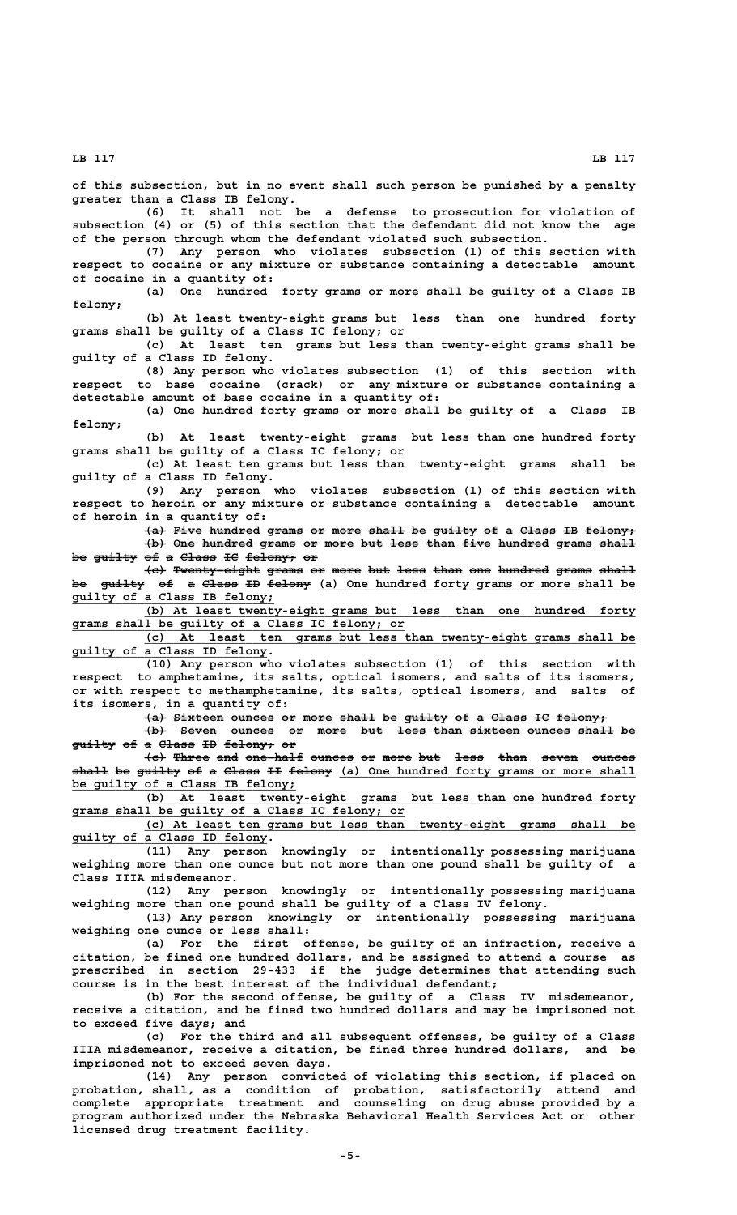of this subsection, but in no event shall such person be punished by a penalty greater than a Class IB felony.

(6) It shall not be a defense to prosecution for violation of subsection (4) or (5) of this section that the defendant did not know the age of the person through whom the defendant violated such subsection.

(7) Any person who violates subsection (1) of this section with respect to cocaine or any mixture or substance containing a detectable amount of cocaine in a quantity of:

(a) One hundred forty grams or more shall be guilty of a Class IB felony;

(b) At least twenty-eight grams but less than one hundred forty grams shall be guilty of a Class IC felony; or

(c) At least ten grams but less than twenty-eight grams shall be guilty of a Class ID felony.

(8) Any person who violates subsection (1) of this section with respect to base cocaine (crack) or any mixture or substance containing a detectable amount of base cocaine in a quantity of:

(a) One hundred forty grams or more shall be guilty of a Class IB felony;

(b) At least twenty-eight grams but less than one hundred forty grams shall be guilty of a Class IC felony; or

(c) At least ten grams but less than twenty-eight grams shall be guilty of a Class ID felony.

(9) Any person who violates subsection (1) of this section with respect to heroin or any mixture or substance containing a detectable amount of heroin in a quantity of:

~~(a) Five hundred grams or more shall be guilty of a Class IB felony;~~

~~(b) One hundred grams or more but less than five hundred grams shall be guilty of a Class IC felony; or~~

~~(c) Twenty-eight grams or more but less than one hundred grams shall be guilty of a Class ID felony~~ (a) One hundred forty grams or more shall be guilty of a Class IB felony;

(b) At least twenty-eight grams but less than one hundred forty grams shall be guilty of a Class IC felony; or

(c) At least ten grams but less than twenty-eight grams shall be guilty of a Class ID felony.

(10) Any person who violates subsection (1) of this section with respect to amphetamine, its salts, optical isomers, and salts of its isomers, or with respect to methamphetamine, its salts, optical isomers, and salts of its isomers, in a quantity of:

~~(a) Sixteen ounces or more shall be guilty of a Class IC felony;~~

~~(b) Seven ounces or more but less than sixteen ounces shall be guilty of a Class ID felony; or~~

~~(c) Three and one-half ounces or more but less than seven ounces shall be guilty of a Class II felony~~ (a) One hundred forty grams or more shall be guilty of a Class IB felony;

(b) At least twenty-eight grams but less than one hundred forty grams shall be guilty of a Class IC felony; or

(c) At least ten grams but less than twenty-eight grams shall be guilty of a Class ID felony.

(11) Any person knowingly or intentionally possessing marijuana weighing more than one ounce but not more than one pound shall be guilty of a Class IIIA misdemeanor.

(12) Any person knowingly or intentionally possessing marijuana weighing more than one pound shall be guilty of a Class IV felony.

(13) Any person knowingly or intentionally possessing marijuana weighing one ounce or less shall:

(a) For the first offense, be guilty of an infraction, receive a citation, be fined one hundred dollars, and be assigned to attend a course as prescribed in section 29-433 if the judge determines that attending such course is in the best interest of the individual defendant;

(b) For the second offense, be guilty of a Class IV misdemeanor, receive a citation, and be fined two hundred dollars and may be imprisoned not to exceed five days; and

(c) For the third and all subsequent offenses, be guilty of a Class IIIA misdemeanor, receive a citation, be fined three hundred dollars, and be imprisoned not to exceed seven days.

(14) Any person convicted of violating this section, if placed on probation, shall, as a condition of probation, satisfactorily attend and complete appropriate treatment and counseling on drug abuse provided by a program authorized under the Nebraska Behavioral Health Services Act or other licensed drug treatment facility.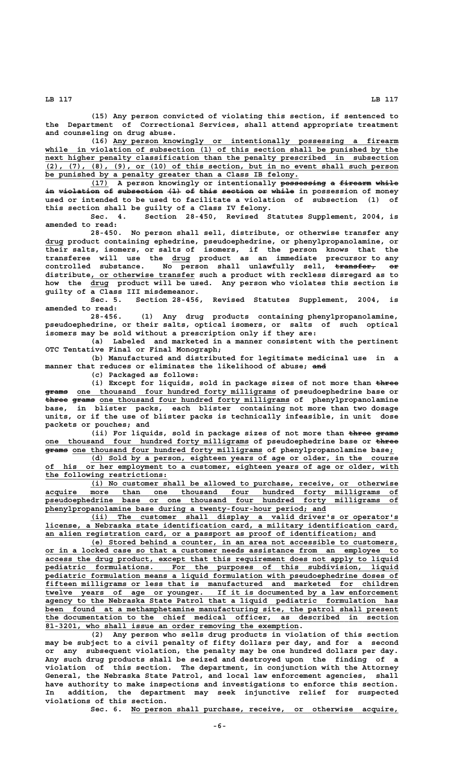(15) Any person convicted of violating this section, if sentenced to the Department of Correctional Services, shall attend appropriate treatment and counseling on drug abuse.

(16) Any person knowingly or intentionally possessing a firearm while in violation of subsection (1) of this section shall be punished by the next higher penalty classification than the penalty prescribed in subsection (2), (7), (8), (9), or (10) of this section, but in no event shall such person be punished by a penalty greater than a Class IB felony.

(17) A person knowingly or intentionally ~~possessing a firearm while in violation of subsection (1) of this section or while~~ in possession of money used or intended to be used to facilitate a violation of subsection (1) of this section shall be guilty of a Class IV felony.

Sec. 4. Section 28-450, Revised Statutes Supplement, 2004, is amended to read:

28-450. No person shall sell, distribute, or otherwise transfer any drug product containing ephedrine, pseudoephedrine, or phenylpropanolamine, or their salts, isomers, or salts of isomers, if the person knows that the transferee will use the drug product as an immediate precursor to any controlled substance. No person shall unlawfully sell, ~~transfer, or~~ distribute, or otherwise transfer such a product with reckless disregard as to how the drug product will be used. Any person who violates this section is guilty of a Class III misdemeanor.

Sec. 5. Section 28-456, Revised Statutes Supplement, 2004, is amended to read:

28-456. (1) Any drug products containing phenylpropanolamine, pseudoephedrine, or their salts, optical isomers, or salts of such optical isomers may be sold without a prescription only if they are:

(a) Labeled and marketed in a manner consistent with the pertinent OTC Tentative Final or Final Monograph;

(b) Manufactured and distributed for legitimate medicinal use in a manner that reduces or eliminates the likelihood of abuse; ~~and~~

(c) Packaged as follows:

(i) Except for liquids, sold in package sizes of not more than ~~three grams~~ one thousand four hundred forty milligrams of pseudoephedrine base or ~~three grams~~ one thousand four hundred forty milligrams of phenylpropanolamine base, in blister packs, each blister containing not more than two dosage units, or if the use of blister packs is technically infeasible, in unit dose packets or pouches; and

(ii) For liquids, sold in package sizes of not more than ~~three grams~~ one thousand four hundred forty milligrams of pseudoephedrine base or ~~three grams~~ one thousand four hundred forty milligrams of phenylpropanolamine base;

(d) Sold by a person, eighteen years of age or older, in the course of his or her employment to a customer, eighteen years of age or older, with the following restrictions:

(i) No customer shall be allowed to purchase, receive, or otherwise acquire more than one thousand four hundred forty milligrams of pseudoephedrine base or one thousand four hundred forty milligrams of phenylpropanolamine base during a twenty-four-hour period; and

(ii) The customer shall display a valid driver's or operator's license, a Nebraska state identification card, a military identification card, an alien registration card, or a passport as proof of identification; and

(e) Stored behind a counter, in an area not accessible to customers, or in a locked case so that a customer needs assistance from an employee to access the drug product, except that this requirement does not apply to liquid pediatric formulations. For the purposes of this subdivision, liquid pediatric formulation means a liquid formulation with pseudoephedrine doses of fifteen milligrams or less that is manufactured and marketed for children twelve years of age or younger. If it is documented by a law enforcement agency to the Nebraska State Patrol that a liquid pediatric formulation has been found at a methamphetamine manufacturing site, the patrol shall present the documentation to the chief medical officer, as described in section 81-3201, who shall issue an order removing the exemption.

(2) Any person who sells drug products in violation of this section may be subject to a civil penalty of fifty dollars per day, and for a second or any subsequent violation, the penalty may be one hundred dollars per day. Any such drug products shall be seized and destroyed upon the finding of a violation of this section. The department, in conjunction with the Attorney General, the Nebraska State Patrol, and local law enforcement agencies, shall have authority to make inspections and investigations to enforce this section. In addition, the department may seek injunctive relief for suspected violations of this section.

Sec. 6. No person shall purchase, receive, or otherwise acquire,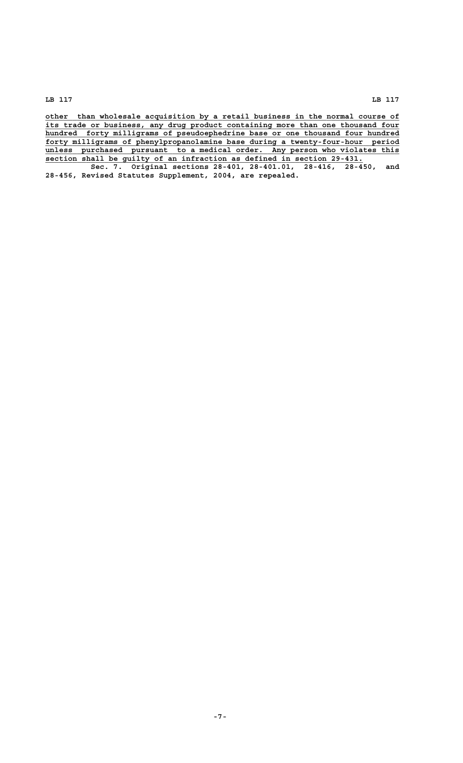other than wholesale acquisition by a retail business in the normal course of its trade or business, any drug product containing more than one thousand four hundred forty milligrams of pseudoephedrine base or one thousand four hundred forty milligrams of phenylpropanolamine base during a twenty-four-hour period unless purchased pursuant to a medical order. Any person who violates this section shall be guilty of an infraction as defined in section 29-431.

Sec. 7. Original sections 28-401, 28-401.01, 28-416, 28-450, and 28-456, Revised Statutes Supplement, 2004, are repealed.